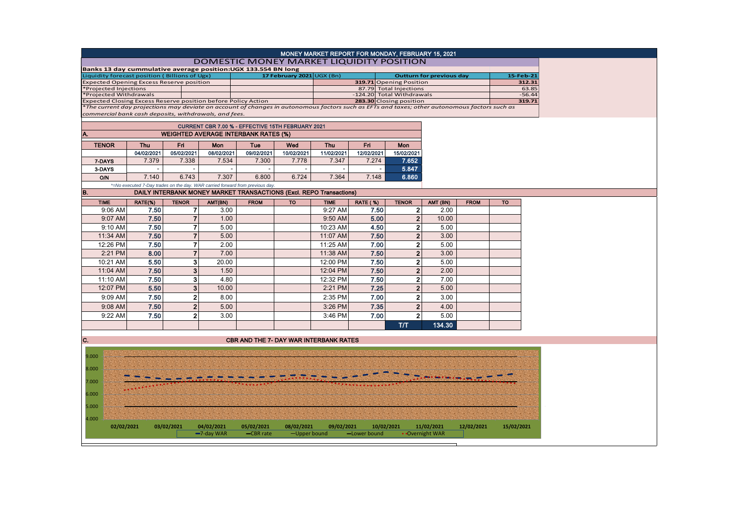# MONEY MARKET REPORT FOR MONDAY, FEBRUARY 15, 2021

## DOMESTIC MONEY MARKET LIQUIDITY POSITION

**Banks 13 day cummulative average position:UGX 133.554 BN long**

| Liquidity forecast position ( Billions of Ugx) | 17 February 2021 | UGX (Bn) | Outturn for previous day | 15-Feb-21 |
|---|---|---|---|---|
| Expected Opening Excess Reserve position | | 319.71 | Opening Position | 312.31 |
| *Projected Injections | | 87.79 | Total Injections | 63.85 |
| *Projected Withdrawals | | -124.20 | Total Withdrawals | -56.44 |
| Expected Closing Excess Reserve position before Policy Action | | 283.30 | Closing position | 319.71 |

*The current day projections may deviate on account of changes in autonomous factors such as EFTs and taxes; other autonomous factors such as commercial bank cash deposits, withdrawals, and fees.*

**CURRENT CBR 7.00 % - EFFECTIVE 15TH FEBRUARY 2021**

### A. WEIGHTED AVERAGE INTERBANK RATES (%)

| TENOR | Thu | Fri | Mon | Tue | Wed | Thu | Fri | Mon |
|---|---|---|---|---|---|---|---|---|
| | 04/02/2021 | 05/02/2021 | 08/02/2021 | 09/02/2021 | 10/02/2021 | 11/02/2021 | 12/02/2021 | 15/02/2021 |
| 7-DAYS | 7.379 | 7.338 | 7.534 | 7.300 | 7.778 | 7.347 | 7.274 | 7.652 |
| 3-DAYS | - | - | - | - | - | - | - | 5.847 |
| O/N | 7.140 | 6.743 | 7.307 | 6.800 | 6.724 | 7.364 | 7.148 | 6.860 |

*=No executed 7-Day trades on the day. WAR carried forward from previous day.

### B. DAILY INTERBANK MONEY MARKET TRANSACTIONS (Excl. REPO Transactions)

| TIME | RATE(%) | TENOR | AMT(BN) | FROM | TO | TIME | RATE (%) | TENOR | AMT (BN) | FROM | TO |
|---|---|---|---|---|---|---|---|---|---|---|---|
| 9:06 AM | 7.50 | 7 | 3.00 | | | 9:27 AM | 7.50 | 2 | 2.00 | | |
| 9:07 AM | 7.50 | 7 | 1.00 | | | 9:50 AM | 5.00 | 2 | 10.00 | | |
| 9:10 AM | 7.50 | 7 | 5.00 | | | 10:23 AM | 4.50 | 2 | 5.00 | | |
| 11:34 AM | 7.50 | 7 | 5.00 | | | 11:07 AM | 7.50 | 2 | 3.00 | | |
| 12:26 PM | 7.50 | 7 | 2.00 | | | 11:25 AM | 7.00 | 2 | 5.00 | | |
| 2:21 PM | 8.00 | 7 | 7.00 | | | 11:38 AM | 7.50 | 2 | 3.00 | | |
| 10:21 AM | 5.50 | 3 | 20.00 | | | 12:00 PM | 7.50 | 2 | 5.00 | | |
| 11:04 AM | 7.50 | 3 | 1.50 | | | 12:04 PM | 7.50 | 2 | 2.00 | | |
| 11:10 AM | 7.50 | 3 | 4.80 | | | 12:32 PM | 7.50 | 2 | 7.00 | | |
| 12:07 PM | 5.50 | 3 | 10.00 | | | 2:21 PM | 7.25 | 2 | 5.00 | | |
| 9:09 AM | 7.50 | 2 | 8.00 | | | 2:35 PM | 7.00 | 2 | 3.00 | | |
| 9:08 AM | 7.50 | 2 | 5.00 | | | 3:26 PM | 7.35 | 2 | 4.00 | | |
| 9:22 AM | 7.50 | 2 | 3.00 | | | 3:46 PM | 7.00 | 2 | 5.00 | | |
| | | | | | | | | T/T | 134.30 | | |

### C. CBR AND THE 7- DAY WAR INTERBANK RATES

Chart: y-axis 4.000 – 9.000; x-axis dates 02/02/2021, 03/02/2021, 04/02/2021, 05/02/2021, 08/02/2021, 09/02/2021, 10/02/2021, 11/02/2021, 12/02/2021, 15/02/2021

Legend: 7-day WAR, CBR rate, Upper bound, Lower bound, Overnight WAR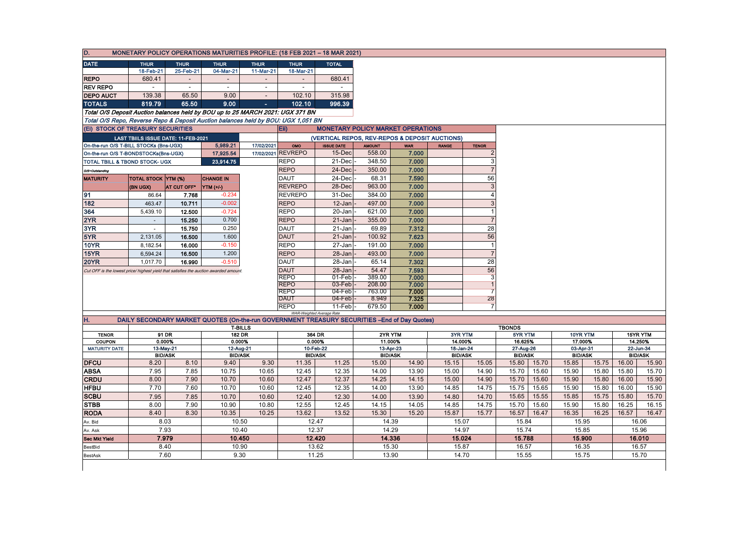## D. MONETARY POLICY OPERATIONS MATURITIES PROFILE: (18 FEB 2021 – 18 MAR 2021)

| DATE | THUR | THUR | THUR | THUR | THUR | TOTAL |
|---|---|---|---|---|---|---|
| | 18-Feb-21 | 25-Feb-21 | 04-Mar-21 | 11-Mar-21 | 18-Mar-21 | |
| REPO | 680.41 | - | - | - | - | 680.41 |
| REV REPO | - | - | - | - | - | - |
| DEPO AUCT | 139.38 | 65.50 | 9.00 | - | 102.10 | 315.98 |
| TOTALS | 819.79 | 65.50 | 9.00 | - | 102.10 | 996.39 |

*Total O/S Deposit Auction balances held by BOU up to 25 MARCH 2021: UGX 371 BN*

*Total O/S Repo, Reverse Repo & Deposit Auction balances held by BOU: UGX 1,051 BN*

## (EI) STOCK OF TREASURY SECURITIES

| LAST TBIILS ISSUE DATE: 11-FEB-2021 | | | |
|---|---|---|---|
| On-the-run O/S T-BILL STOCKs (Bns-UGX) | | 5,989.21 | 17/02/2021 |
| On-the-run O/S T-BONDSTOCKs(Bns-UGX) | | 17,925.54 | 17/02/2021 |
| TOTAL TBILL & TBOND STOCK- UGX | | 23,914.75 | |

*O/S=Outstanding*

| MATURITY | TOTAL STOCK (BN UGX) | YTM (%) AT CUT OFF* | CHANGE IN YTM (+/-) |
|---|---|---|---|
| 91 | 86.64 | 7.768 | -0.234 |
| 182 | 463.47 | 10.711 | -0.002 |
| 364 | 5,439.10 | 12.500 | -0.724 |
| 2YR | - | 15.250 | 0.700 |
| 3YR | - | 15.750 | 0.250 |
| 5YR | 2,131.05 | 16.500 | 1.600 |
| 10YR | 8,182.54 | 16.000 | -0.150 |
| 15YR | 6,594.24 | 16.500 | 1.200 |
| 20YR | 1,017.70 | 16.990 | -0.510 |

*Cut OFF is the lowest price/ highest yield that satisfies the auction awarded amount.*

## Eii) MONETARY POLICY MARKET OPERATIONS

(VERTICAL REPOS, REV-REPOS & DEPOSIT AUCTIONS)

| OMO | ISSUE DATE | AMOUNT | WAR | RANGE | TENOR |
|---|---|---|---|---|---|
| REVREPO | 15-Dec | 558.00 | 7.000 | | 2 |
| REPO | 21-Dec | 348.50 | 7.000 | | 3 |
| REPO | 24-Dec | 350.00 | 7.000 | | 7 |
| DAUT | 24-Dec | 68.31 | 7.590 | | 56 |
| REVREPO | 28-Dec | 963.00 | 7.000 | | 3 |
| REVREPO | 31-Dec | 384.00 | 7.000 | | 4 |
| REPO | 12-Jan | 497.00 | 7.000 | | 3 |
| REPO | 20-Jan | 621.00 | 7.000 | | 1 |
| REPO | 21-Jan | 355.00 | 7.000 | | 7 |
| DAUT | 21-Jan | 69.89 | 7.312 | | 28 |
| DAUT | 21-Jan | 100.92 | 7.623 | | 56 |
| REPO | 27-Jan | 191.00 | 7.000 | | 1 |
| REPO | 28-Jan | 493.00 | 7.000 | | 7 |
| DAUT | 28-Jan | 65.14 | 7.302 | | 28 |
| DAUT | 28-Jan | 54.47 | 7.593 | | 56 |
| REPO | 01-Feb | 389.00 | 7.000 | | 3 |
| REPO | 03-Feb | 208.00 | 7.000 | | 1 |
| REPO | 04-Feb | 763.00 | 7.000 | | 7 |
| DAUT | 04-Feb | 8.949 | 7.325 | | 28 |
| REPO | 11-Feb | 679.50 | 7.000 | | 7 |

*WAR-Weighted Average Rate*

## H. DAILY SECONDARY MARKET QUOTES (On-the-run GOVERNMENT TREASURY SECURITIES –End of Day Quotes)

| | T-BILLS | | | | | | TBONDS | | | | | | | | | | | |
|---|---|---|---|---|---|---|---|---|---|---|---|---|---|---|---|---|---|---|
| TENOR | 91 DR | | 182 DR | | 364 DR | | 2YR YTM | | 3YR YTM | | 5YR YTM | | 10YR YTM | | 15YR YTM | |
| COUPON | 0.000% | | 0.000% | | 0.000% | | 11.000% | | 14.000% | | 16.625% | | 17.000% | | 14.250% | |
| MATURITY DATE | 13-May-21 | | 12-Aug-21 | | 10-Feb-22 | | 13-Apr-23 | | 18-Jan-24 | | 27-Aug-26 | | 03-Apr-31 | | 22-Jun-34 | |
| | BID/ASK | | BID/ASK | | BID/ASK | | BID/ASK | | BID/ASK | | BID/ASK | | BID/ASK | | BID/ASK | |
| DFCU | 8.20 | 8.10 | 9.40 | 9.30 | 11.35 | 11.25 | 15.00 | 14.90 | 15.15 | 15.05 | 15.80 | 15.70 | 15.85 | 15.75 | 16.00 | 15.90 |
| ABSA | 7.95 | 7.85 | 10.75 | 10.65 | 12.45 | 12.35 | 14.00 | 13.90 | 15.00 | 14.90 | 15.70 | 15.60 | 15.90 | 15.80 | 15.80 | 15.70 |
| CRDU | 8.00 | 7.90 | 10.70 | 10.60 | 12.47 | 12.37 | 14.25 | 14.15 | 15.00 | 14.90 | 15.70 | 15.60 | 15.90 | 15.80 | 16.00 | 15.90 |
| HFBU | 7.70 | 7.60 | 10.70 | 10.60 | 12.45 | 12.35 | 14.00 | 13.90 | 14.85 | 14.75 | 15.75 | 15.65 | 15.90 | 15.80 | 16.00 | 15.90 |
| SCBU | 7.95 | 7.85 | 10.70 | 10.60 | 12.40 | 12.30 | 14.00 | 13.90 | 14.80 | 14.70 | 15.65 | 15.55 | 15.85 | 15.75 | 15.80 | 15.70 |
| STBB | 8.00 | 7.90 | 10.90 | 10.80 | 12.55 | 12.45 | 14.15 | 14.05 | 14.85 | 14.75 | 15.70 | 15.60 | 15.90 | 15.80 | 16.25 | 16.15 |
| RODA | 8.40 | 8.30 | 10.35 | 10.25 | 13.62 | 13.52 | 15.30 | 15.20 | 15.87 | 15.77 | 16.57 | 16.47 | 16.35 | 16.25 | 16.57 | 16.47 |
| Av. Bid | 8.03 | | 10.50 | | 12.47 | | 14.39 | | 15.07 | | 15.84 | | 15.95 | | 16.06 | |
| Av. Ask | 7.93 | | 10.40 | | 12.37 | | 14.29 | | 14.97 | | 15.74 | | 15.85 | | 15.96 | |
| Sec Mkt Yield | 7.979 | | 10.450 | | 12.420 | | 14.336 | | 15.024 | | 15.788 | | 15.900 | | 16.010 | |
| BestBid | 8.40 | | 10.90 | | 13.62 | | 15.30 | | 15.87 | | 16.57 | | 16.35 | | 16.57 | |
| BestAsk | 7.60 | | 9.30 | | 11.25 | | 13.90 | | 14.70 | | 15.55 | | 15.75 | | 15.70 | |